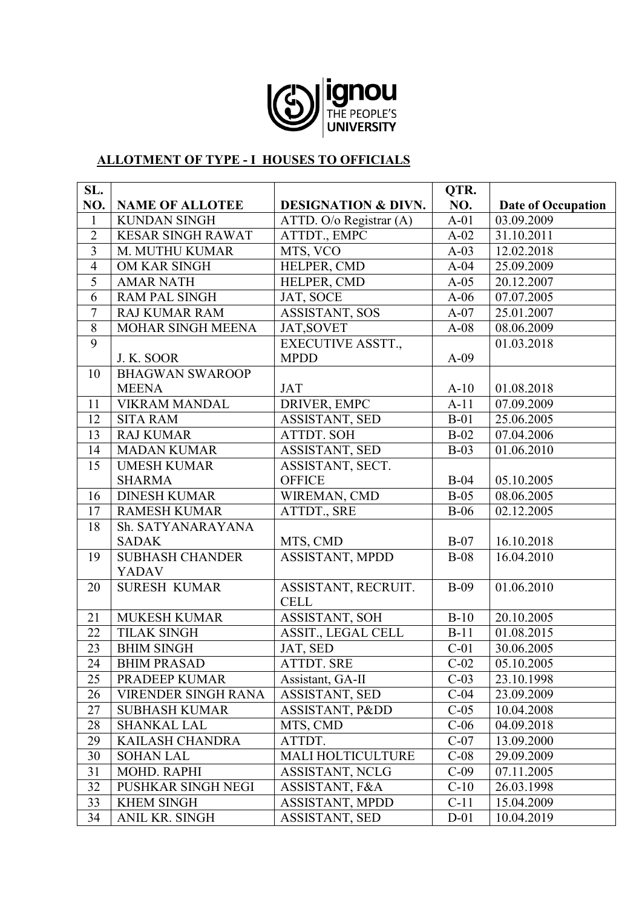**ignou THE PEOPLE'S UNIVERSITY**

## ALLOTMENT OF TYPE - I HOUSES TO OFFICIALS

| SL. NO. | NAME OF ALLOTEE | DESIGNATION & DIVN. | QTR. NO. | Date of Occupation |
|---|---|---|---|---|
| 1 | KUNDAN SINGH | ATTD. O/o Registrar (A) | A-01 | 03.09.2009 |
| 2 | KESAR SINGH RAWAT | ATTDT., EMPC | A-02 | 31.10.2011 |
| 3 | M. MUTHU KUMAR | MTS, VCO | A-03 | 12.02.2018 |
| 4 | OM KAR SINGH | HELPER, CMD | A-04 | 25.09.2009 |
| 5 | AMAR NATH | HELPER, CMD | A-05 | 20.12.2007 |
| 6 | RAM PAL SINGH | JAT, SOCE | A-06 | 07.07.2005 |
| 7 | RAJ KUMAR RAM | ASSISTANT, SOS | A-07 | 25.01.2007 |
| 8 | MOHAR SINGH MEENA | JAT,SOVET | A-08 | 08.06.2009 |
| 9 | J. K. SOOR | EXECUTIVE ASSTT., MPDD | A-09 | 01.03.2018 |
| 10 | BHAGWAN SWAROOP MEENA | JAT | A-10 | 01.08.2018 |
| 11 | VIKRAM MANDAL | DRIVER, EMPC | A-11 | 07.09.2009 |
| 12 | SITA RAM | ASSISTANT, SED | B-01 | 25.06.2005 |
| 13 | RAJ KUMAR | ATTDT. SOH | B-02 | 07.04.2006 |
| 14 | MADAN KUMAR | ASSISTANT, SED | B-03 | 01.06.2010 |
| 15 | UMESH KUMAR SHARMA | ASSISTANT, SECT. OFFICE | B-04 | 05.10.2005 |
| 16 | DINESH KUMAR | WIREMAN, CMD | B-05 | 08.06.2005 |
| 17 | RAMESH KUMAR | ATTDT., SRE | B-06 | 02.12.2005 |
| 18 | Sh. SATYANARAYANA SADAK | MTS, CMD | B-07 | 16.10.2018 |
| 19 | SUBHASH CHANDER YADAV | ASSISTANT, MPDD | B-08 | 16.04.2010 |
| 20 | SURESH KUMAR | ASSISTANT, RECRUIT. CELL | B-09 | 01.06.2010 |
| 21 | MUKESH KUMAR | ASSISTANT, SOH | B-10 | 20.10.2005 |
| 22 | TILAK SINGH | ASSIT., LEGAL CELL | B-11 | 01.08.2015 |
| 23 | BHIM SINGH | JAT, SED | C-01 | 30.06.2005 |
| 24 | BHIM PRASAD | ATTDT. SRE | C-02 | 05.10.2005 |
| 25 | PRADEEP KUMAR | Assistant, GA-II | C-03 | 23.10.1998 |
| 26 | VIRENDER SINGH RANA | ASSISTANT, SED | C-04 | 23.09.2009 |
| 27 | SUBHASH KUMAR | ASSISTANT, P&DD | C-05 | 10.04.2008 |
| 28 | SHANKAL LAL | MTS, CMD | C-06 | 04.09.2018 |
| 29 | KAILASH CHANDRA | ATTDT. | C-07 | 13.09.2000 |
| 30 | SOHAN LAL | MALI HOLTICULTURE | C-08 | 29.09.2009 |
| 31 | MOHD. RAPHI | ASSISTANT, NCLG | C-09 | 07.11.2005 |
| 32 | PUSHKAR SINGH NEGI | ASSISTANT, F&A | C-10 | 26.03.1998 |
| 33 | KHEM SINGH | ASSISTANT, MPDD | C-11 | 15.04.2009 |
| 34 | ANIL KR. SINGH | ASSISTANT, SED | D-01 | 10.04.2019 |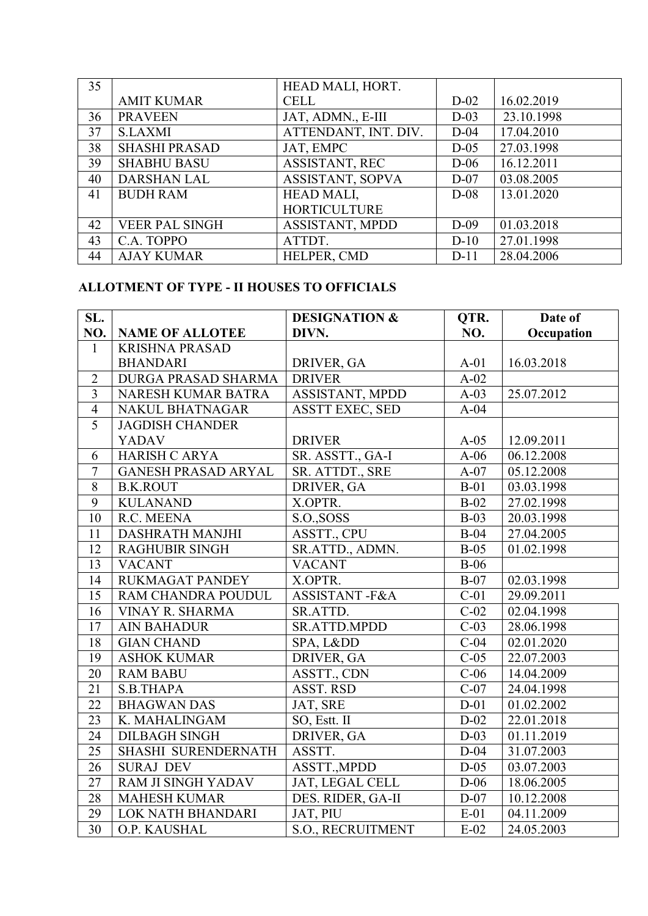| 35 | AMIT KUMAR | HEAD MALI, HORT. CELL | D-02 | 16.02.2019 |
|---|---|---|---|---|
| 36 | PRAVEEN | JAT, ADMN., E-III | D-03 | 23.10.1998 |
| 37 | S.LAXMI | ATTENDANT, INT. DIV. | D-04 | 17.04.2010 |
| 38 | SHASHI PRASAD | JAT, EMPC | D-05 | 27.03.1998 |
| 39 | SHABHU BASU | ASSISTANT, REC | D-06 | 16.12.2011 |
| 40 | DARSHAN LAL | ASSISTANT, SOPVA | D-07 | 03.08.2005 |
| 41 | BUDH RAM | HEAD MALI, HORTICULTURE | D-08 | 13.01.2020 |
| 42 | VEER PAL SINGH | ASSISTANT, MPDD | D-09 | 01.03.2018 |
| 43 | C.A. TOPPO | ATTDT. | D-10 | 27.01.1998 |
| 44 | AJAY KUMAR | HELPER, CMD | D-11 | 28.04.2006 |

## ALLOTMENT OF TYPE - II HOUSES TO OFFICIALS

| SL. NO. | NAME OF ALLOTEE | DESIGNATION & DIVN. | QTR. NO. | Date of Occupation |
|---|---|---|---|---|
| 1 | KRISHNA PRASAD BHANDARI | DRIVER, GA | A-01 | 16.03.2018 |
| 2 | DURGA PRASAD SHARMA | DRIVER | A-02 | |
| 3 | NARESH KUMAR BATRA | ASSISTANT, MPDD | A-03 | 25.07.2012 |
| 4 | NAKUL BHATNAGAR | ASSTT EXEC, SED | A-04 | |
| 5 | JAGDISH CHANDER YADAV | DRIVER | A-05 | 12.09.2011 |
| 6 | HARISH C ARYA | SR. ASSTT., GA-I | A-06 | 06.12.2008 |
| 7 | GANESH PRASAD ARYAL | SR. ATTDT., SRE | A-07 | 05.12.2008 |
| 8 | B.K.ROUT | DRIVER, GA | B-01 | 03.03.1998 |
| 9 | KULANAND | X.OPTR. | B-02 | 27.02.1998 |
| 10 | R.C. MEENA | S.O.,SOSS | B-03 | 20.03.1998 |
| 11 | DASHRATH MANJHI | ASSTT., CPU | B-04 | 27.04.2005 |
| 12 | RAGHUBIR SINGH | SR.ATTD., ADMN. | B-05 | 01.02.1998 |
| 13 | VACANT | VACANT | B-06 | |
| 14 | RUKMAGAT PANDEY | X.OPTR. | B-07 | 02.03.1998 |
| 15 | RAM CHANDRA POUDUL | ASSISTANT -F&A | C-01 | 29.09.2011 |
| 16 | VINAY R. SHARMA | SR.ATTD. | C-02 | 02.04.1998 |
| 17 | AIN BAHADUR | SR.ATTD.MPDD | C-03 | 28.06.1998 |
| 18 | GIAN CHAND | SPA, L&DD | C-04 | 02.01.2020 |
| 19 | ASHOK KUMAR | DRIVER, GA | C-05 | 22.07.2003 |
| 20 | RAM BABU | ASSTT., CDN | C-06 | 14.04.2009 |
| 21 | S.B.THAPA | ASST. RSD | C-07 | 24.04.1998 |
| 22 | BHAGWAN DAS | JAT, SRE | D-01 | 01.02.2002 |
| 23 | K. MAHALINGAM | SO, Estt. II | D-02 | 22.01.2018 |
| 24 | DILBAGH SINGH | DRIVER, GA | D-03 | 01.11.2019 |
| 25 | SHASHI SURENDERNATH | ASSTT. | D-04 | 31.07.2003 |
| 26 | SURAJ DEV | ASSTT.,MPDD | D-05 | 03.07.2003 |
| 27 | RAM JI SINGH YADAV | JAT, LEGAL CELL | D-06 | 18.06.2005 |
| 28 | MAHESH KUMAR | DES. RIDER, GA-II | D-07 | 10.12.2008 |
| 29 | LOK NATH BHANDARI | JAT, PIU | E-01 | 04.11.2009 |
| 30 | O.P. KAUSHAL | S.O., RECRUITMENT | E-02 | 24.05.2003 |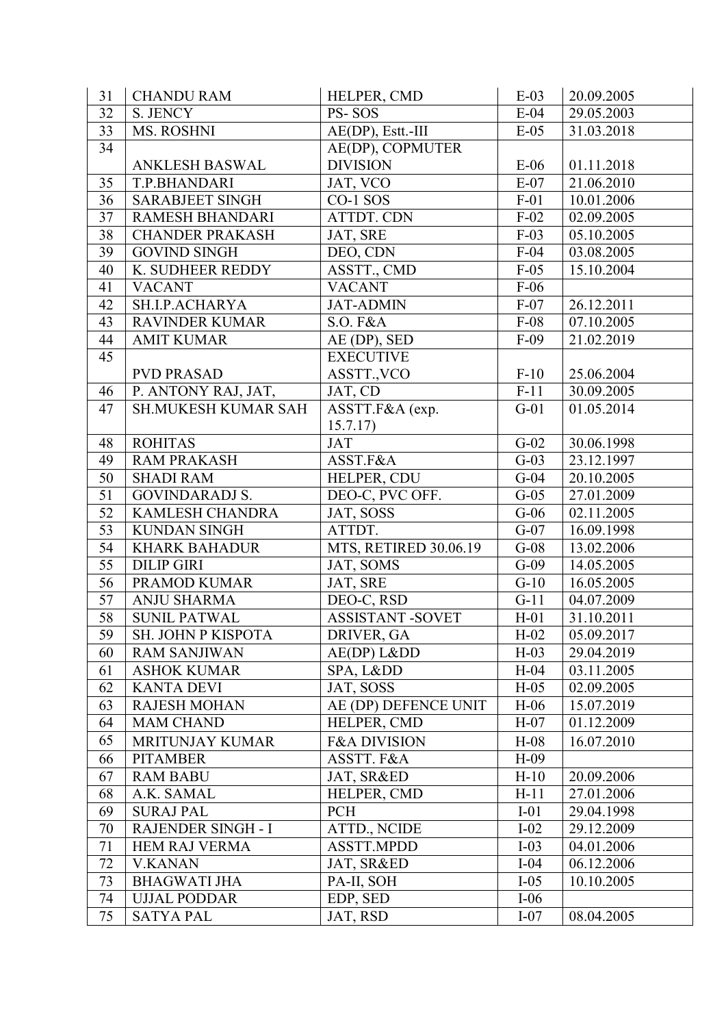| 31 | CHANDU RAM | HELPER, CMD | E-03 | 20.09.2005 |
|---|---|---|---|---|
| 32 | S. JENCY | PS- SOS | E-04 | 29.05.2003 |
| 33 | MS. ROSHNI | AE(DP), Estt.-III | E-05 | 31.03.2018 |
| 34 | ANKLESH BASWAL | AE(DP), COPMUTER DIVISION | E-06 | 01.11.2018 |
| 35 | T.P.BHANDARI | JAT, VCO | E-07 | 21.06.2010 |
| 36 | SARABJEET SINGH | CO-1 SOS | F-01 | 10.01.2006 |
| 37 | RAMESH BHANDARI | ATTDT. CDN | F-02 | 02.09.2005 |
| 38 | CHANDER PRAKASH | JAT, SRE | F-03 | 05.10.2005 |
| 39 | GOVIND SINGH | DEO, CDN | F-04 | 03.08.2005 |
| 40 | K. SUDHEER REDDY | ASSTT., CMD | F-05 | 15.10.2004 |
| 41 | VACANT | VACANT | F-06 | |
| 42 | SH.I.P.ACHARYA | JAT-ADMIN | F-07 | 26.12.2011 |
| 43 | RAVINDER KUMAR | S.O. F&A | F-08 | 07.10.2005 |
| 44 | AMIT KUMAR | AE (DP), SED | F-09 | 21.02.2019 |
| 45 | PVD PRASAD | EXECUTIVE ASSTT.,VCO | F-10 | 25.06.2004 |
| 46 | P. ANTONY RAJ, JAT, | JAT, CD | F-11 | 30.09.2005 |
| 47 | SH.MUKESH KUMAR SAH | ASSTT.F&A (exp. 15.7.17) | G-01 | 01.05.2014 |
| 48 | ROHITAS | JAT | G-02 | 30.06.1998 |
| 49 | RAM PRAKASH | ASST.F&A | G-03 | 23.12.1997 |
| 50 | SHADI RAM | HELPER, CDU | G-04 | 20.10.2005 |
| 51 | GOVINDARADJ S. | DEO-C, PVC OFF. | G-05 | 27.01.2009 |
| 52 | KAMLESH CHANDRA | JAT, SOSS | G-06 | 02.11.2005 |
| 53 | KUNDAN SINGH | ATTDT. | G-07 | 16.09.1998 |
| 54 | KHARK BAHADUR | MTS, RETIRED 30.06.19 | G-08 | 13.02.2006 |
| 55 | DILIP GIRI | JAT, SOMS | G-09 | 14.05.2005 |
| 56 | PRAMOD KUMAR | JAT, SRE | G-10 | 16.05.2005 |
| 57 | ANJU SHARMA | DEO-C, RSD | G-11 | 04.07.2009 |
| 58 | SUNIL PATWAL | ASSISTANT -SOVET | H-01 | 31.10.2011 |
| 59 | SH. JOHN P KISPOTA | DRIVER, GA | H-02 | 05.09.2017 |
| 60 | RAM SANJIWAN | AE(DP) L&DD | H-03 | 29.04.2019 |
| 61 | ASHOK KUMAR | SPA, L&DD | H-04 | 03.11.2005 |
| 62 | KANTA DEVI | JAT, SOSS | H-05 | 02.09.2005 |
| 63 | RAJESH MOHAN | AE (DP) DEFENCE UNIT | H-06 | 15.07.2019 |
| 64 | MAM CHAND | HELPER, CMD | H-07 | 01.12.2009 |
| 65 | MRITUNJAY KUMAR | F&A DIVISION | H-08 | 16.07.2010 |
| 66 | PITAMBER | ASSTT. F&A | H-09 | |
| 67 | RAM BABU | JAT, SR&ED | H-10 | 20.09.2006 |
| 68 | A.K. SAMAL | HELPER, CMD | H-11 | 27.01.2006 |
| 69 | SURAJ PAL | PCH | I-01 | 29.04.1998 |
| 70 | RAJENDER SINGH - I | ATTD., NCIDE | I-02 | 29.12.2009 |
| 71 | HEM RAJ VERMA | ASSTT.MPDD | I-03 | 04.01.2006 |
| 72 | V.KANAN | JAT, SR&ED | I-04 | 06.12.2006 |
| 73 | BHAGWATI JHA | PA-II, SOH | I-05 | 10.10.2005 |
| 74 | UJJAL PODDAR | EDP, SED | I-06 | |
| 75 | SATYA PAL | JAT, RSD | I-07 | 08.04.2005 |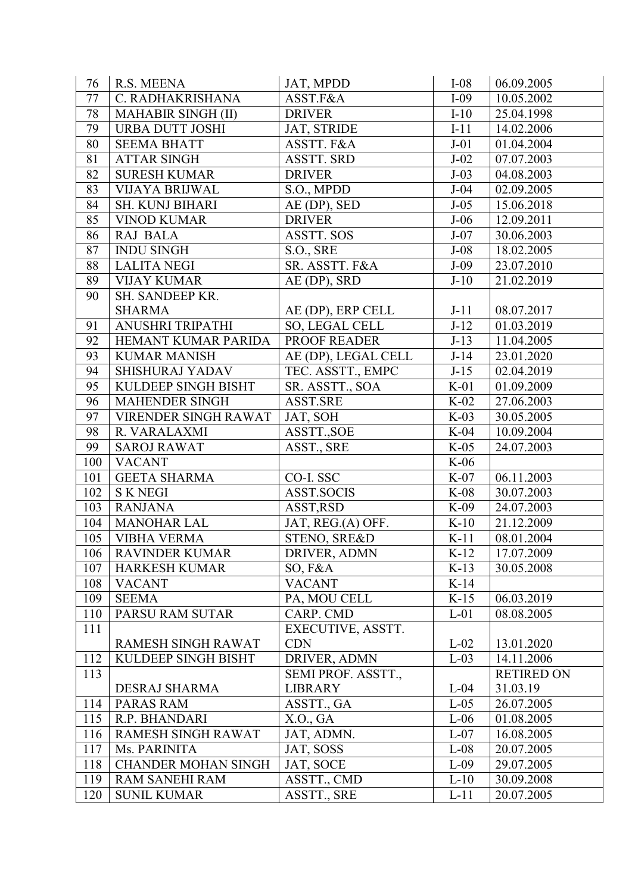| | | | | |
|---|---|---|---|---|
| 76 | R.S. MEENA | JAT, MPDD | I-08 | 06.09.2005 |
| 77 | C. RADHAKRISHANA | ASST.F&A | I-09 | 10.05.2002 |
| 78 | MAHABIR SINGH (II) | DRIVER | I-10 | 25.04.1998 |
| 79 | URBA DUTT JOSHI | JAT, STRIDE | I-11 | 14.02.2006 |
| 80 | SEEMA BHATT | ASSTT. F&A | J-01 | 01.04.2004 |
| 81 | ATTAR SINGH | ASSTT. SRD | J-02 | 07.07.2003 |
| 82 | SURESH KUMAR | DRIVER | J-03 | 04.08.2003 |
| 83 | VIJAYA BRIJWAL | S.O., MPDD | J-04 | 02.09.2005 |
| 84 | SH. KUNJ BIHARI | AE (DP), SED | J-05 | 15.06.2018 |
| 85 | VINOD KUMAR | DRIVER | J-06 | 12.09.2011 |
| 86 | RAJ BALA | ASSTT. SOS | J-07 | 30.06.2003 |
| 87 | INDU SINGH | S.O., SRE | J-08 | 18.02.2005 |
| 88 | LALITA NEGI | SR. ASSTT. F&A | J-09 | 23.07.2010 |
| 89 | VIJAY KUMAR | AE (DP), SRD | J-10 | 21.02.2019 |
| 90 | SH. SANDEEP KR. SHARMA | AE (DP), ERP CELL | J-11 | 08.07.2017 |
| 91 | ANUSHRI TRIPATHI | SO, LEGAL CELL | J-12 | 01.03.2019 |
| 92 | HEMANT KUMAR PARIDA | PROOF READER | J-13 | 11.04.2005 |
| 93 | KUMAR MANISH | AE (DP), LEGAL CELL | J-14 | 23.01.2020 |
| 94 | SHISHURAJ YADAV | TEC. ASSTT., EMPC | J-15 | 02.04.2019 |
| 95 | KULDEEP SINGH BISHT | SR. ASSTT., SOA | K-01 | 01.09.2009 |
| 96 | MAHENDER SINGH | ASST.SRE | K-02 | 27.06.2003 |
| 97 | VIRENDER SINGH RAWAT | JAT, SOH | K-03 | 30.05.2005 |
| 98 | R. VARALAXMI | ASSTT.,SOE | K-04 | 10.09.2004 |
| 99 | SAROJ RAWAT | ASST., SRE | K-05 | 24.07.2003 |
| 100 | VACANT | | K-06 | |
| 101 | GEETA SHARMA | CO-I. SSC | K-07 | 06.11.2003 |
| 102 | S K NEGI | ASST.SOCIS | K-08 | 30.07.2003 |
| 103 | RANJANA | ASST,RSD | K-09 | 24.07.2003 |
| 104 | MANOHAR LAL | JAT, REG.(A) OFF. | K-10 | 21.12.2009 |
| 105 | VIBHA VERMA | STENO, SRE&D | K-11 | 08.01.2004 |
| 106 | RAVINDER KUMAR | DRIVER, ADMN | K-12 | 17.07.2009 |
| 107 | HARKESH KUMAR | SO, F&A | K-13 | 30.05.2008 |
| 108 | VACANT | VACANT | K-14 | |
| 109 | SEEMA | PA, MOU CELL | K-15 | 06.03.2019 |
| 110 | PARSU RAM SUTAR | CARP. CMD | L-01 | 08.08.2005 |
| 111 | RAMESH SINGH RAWAT | EXECUTIVE, ASSTT. CDN | L-02 | 13.01.2020 |
| 112 | KULDEEP SINGH BISHT | DRIVER, ADMN | L-03 | 14.11.2006 |
| 113 | DESRAJ SHARMA | SEMI PROF. ASSTT., LIBRARY | L-04 | RETIRED ON 31.03.19 |
| 114 | PARAS RAM | ASSTT., GA | L-05 | 26.07.2005 |
| 115 | R.P. BHANDARI | X.O., GA | L-06 | 01.08.2005 |
| 116 | RAMESH SINGH RAWAT | JAT, ADMN. | L-07 | 16.08.2005 |
| 117 | Ms. PARINITA | JAT, SOSS | L-08 | 20.07.2005 |
| 118 | CHANDER MOHAN SINGH | JAT, SOCE | L-09 | 29.07.2005 |
| 119 | RAM SANEHI RAM | ASSTT., CMD | L-10 | 30.09.2008 |
| 120 | SUNIL KUMAR | ASSTT., SRE | L-11 | 20.07.2005 |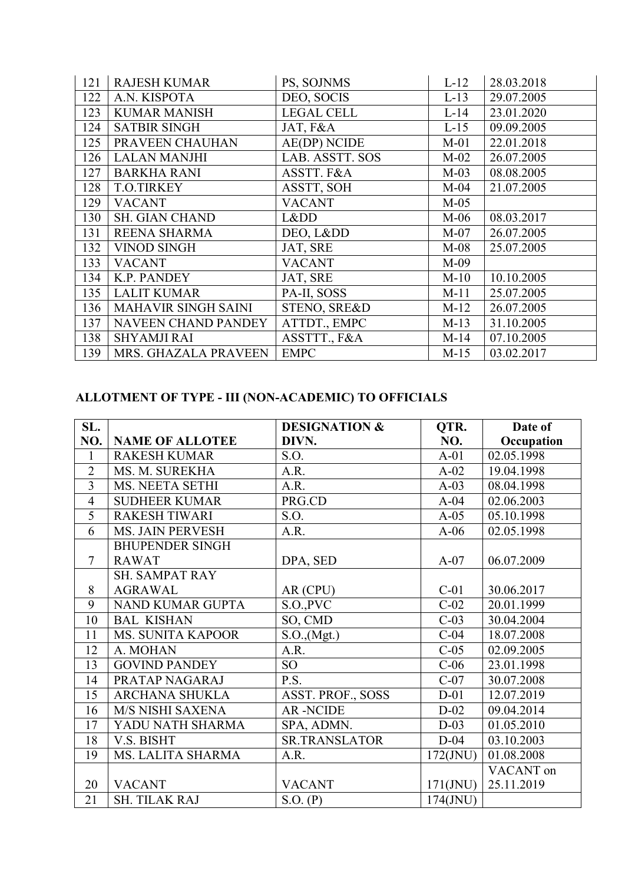| 121 | RAJESH KUMAR | PS, SOJNMS | L-12 | 28.03.2018 |
|---|---|---|---|---|
| 122 | A.N. KISPOTA | DEO, SOCIS | L-13 | 29.07.2005 |
| 123 | KUMAR MANISH | LEGAL CELL | L-14 | 23.01.2020 |
| 124 | SATBIR SINGH | JAT, F&A | L-15 | 09.09.2005 |
| 125 | PRAVEEN CHAUHAN | AE(DP) NCIDE | M-01 | 22.01.2018 |
| 126 | LALAN MANJHI | LAB. ASSTT. SOS | M-02 | 26.07.2005 |
| 127 | BARKHA RANI | ASSTT. F&A | M-03 | 08.08.2005 |
| 128 | T.O.TIRKEY | ASSTT, SOH | M-04 | 21.07.2005 |
| 129 | VACANT | VACANT | M-05 | |
| 130 | SH. GIAN CHAND | L&DD | M-06 | 08.03.2017 |
| 131 | REENA SHARMA | DEO, L&DD | M-07 | 26.07.2005 |
| 132 | VINOD SINGH | JAT, SRE | M-08 | 25.07.2005 |
| 133 | VACANT | VACANT | M-09 | |
| 134 | K.P. PANDEY | JAT, SRE | M-10 | 10.10.2005 |
| 135 | LALIT KUMAR | PA-II, SOSS | M-11 | 25.07.2005 |
| 136 | MAHAVIR SINGH SAINI | STENO, SRE&D | M-12 | 26.07.2005 |
| 137 | NAVEEN CHAND PANDEY | ATTDT., EMPC | M-13 | 31.10.2005 |
| 138 | SHYAMJI RAI | ASSTTT., F&A | M-14 | 07.10.2005 |
| 139 | MRS. GHAZALA PRAVEEN | EMPC | M-15 | 03.02.2017 |

**ALLOTMENT OF TYPE - III (NON-ACADEMIC) TO OFFICIALS**

| SL. NO. | NAME OF ALLOTEE | DESIGNATION & DIVN. | QTR. NO. | Date of Occupation |
|---|---|---|---|---|
| 1 | RAKESH KUMAR | S.O. | A-01 | 02.05.1998 |
| 2 | MS. M. SUREKHA | A.R. | A-02 | 19.04.1998 |
| 3 | MS. NEETA SETHI | A.R. | A-03 | 08.04.1998 |
| 4 | SUDHEER KUMAR | PRG.CD | A-04 | 02.06.2003 |
| 5 | RAKESH TIWARI | S.O. | A-05 | 05.10.1998 |
| 6 | MS. JAIN PERVESH | A.R. | A-06 | 02.05.1998 |
| 7 | BHUPENDER SINGH RAWAT | DPA, SED | A-07 | 06.07.2009 |
| 8 | SH. SAMPAT RAY AGRAWAL | AR (CPU) | C-01 | 30.06.2017 |
| 9 | NAND KUMAR GUPTA | S.O.,PVC | C-02 | 20.01.1999 |
| 10 | BAL KISHAN | SO, CMD | C-03 | 30.04.2004 |
| 11 | MS. SUNITA KAPOOR | S.O.,(Mgt.) | C-04 | 18.07.2008 |
| 12 | A. MOHAN | A.R. | C-05 | 02.09.2005 |
| 13 | GOVIND PANDEY | SO | C-06 | 23.01.1998 |
| 14 | PRATAP NAGARAJ | P.S. | C-07 | 30.07.2008 |
| 15 | ARCHANA SHUKLA | ASST. PROF., SOSS | D-01 | 12.07.2019 |
| 16 | M/S NISHI SAXENA | AR -NCIDE | D-02 | 09.04.2014 |
| 17 | YADU NATH SHARMA | SPA, ADMN. | D-03 | 01.05.2010 |
| 18 | V.S. BISHT | SR.TRANSLATOR | D-04 | 03.10.2003 |
| 19 | MS. LALITA SHARMA | A.R. | 172(JNU) | 01.08.2008 |
| 20 | VACANT | VACANT | 171(JNU) | VACANT on 25.11.2019 |
| 21 | SH. TILAK RAJ | S.O. (P) | 174(JNU) | |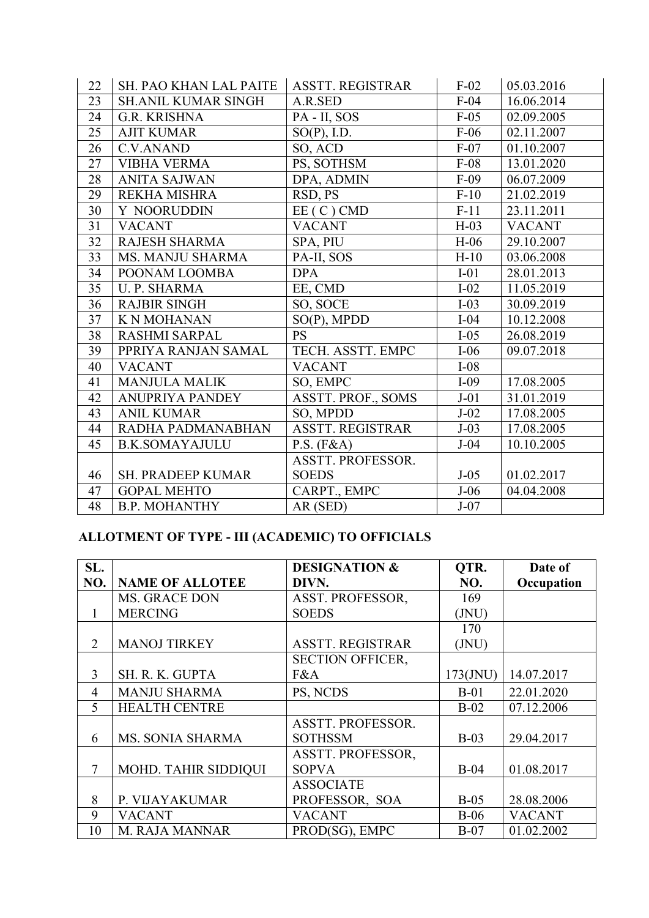| 22 | SH. PAO KHAN LAL PAITE | ASSTT. REGISTRAR | F-02 | 05.03.2016 |
|---|---|---|---|---|
| 23 | SH.ANIL KUMAR SINGH | A.R.SED | F-04 | 16.06.2014 |
| 24 | G.R. KRISHNA | PA - II, SOS | F-05 | 02.09.2005 |
| 25 | AJIT KUMAR | SO(P), I.D. | F-06 | 02.11.2007 |
| 26 | C.V.ANAND | SO, ACD | F-07 | 01.10.2007 |
| 27 | VIBHA VERMA | PS, SOTHSM | F-08 | 13.01.2020 |
| 28 | ANITA SAJWAN | DPA, ADMIN | F-09 | 06.07.2009 |
| 29 | REKHA MISHRA | RSD, PS | F-10 | 21.02.2019 |
| 30 | Y NOORUDDIN | EE ( C ) CMD | F-11 | 23.11.2011 |
| 31 | VACANT | VACANT | H-03 | VACANT |
| 32 | RAJESH SHARMA | SPA, PIU | H-06 | 29.10.2007 |
| 33 | MS. MANJU SHARMA | PA-II, SOS | H-10 | 03.06.2008 |
| 34 | POONAM LOOMBA | DPA | I-01 | 28.01.2013 |
| 35 | U. P. SHARMA | EE, CMD | I-02 | 11.05.2019 |
| 36 | RAJBIR SINGH | SO, SOCE | I-03 | 30.09.2019 |
| 37 | K N MOHANAN | SO(P), MPDD | I-04 | 10.12.2008 |
| 38 | RASHMI SARPAL | PS | I-05 | 26.08.2019 |
| 39 | PPRIYA RANJAN SAMAL | TECH. ASSTT. EMPC | I-06 | 09.07.2018 |
| 40 | VACANT | VACANT | I-08 | |
| 41 | MANJULA MALIK | SO, EMPC | I-09 | 17.08.2005 |
| 42 | ANUPRIYA PANDEY | ASSTT. PROF., SOMS | J-01 | 31.01.2019 |
| 43 | ANIL KUMAR | SO, MPDD | J-02 | 17.08.2005 |
| 44 | RADHA PADMANABHAN | ASSTT. REGISTRAR | J-03 | 17.08.2005 |
| 45 | B.K.SOMAYAJULU | P.S. (F&A) | J-04 | 10.10.2005 |
| 46 | SH. PRADEEP KUMAR | ASSTT. PROFESSOR. SOEDS | J-05 | 01.02.2017 |
| 47 | GOPAL MEHTO | CARPT., EMPC | J-06 | 04.04.2008 |
| 48 | B.P. MOHANTHY | AR (SED) | J-07 | |

## ALLOTMENT OF TYPE - III (ACADEMIC) TO OFFICIALS

| SL. NO. | NAME OF ALLOTEE | DESIGNATION & DIVN. | QTR. NO. | Date of Occupation |
|---|---|---|---|---|
| 1 | MS. GRACE DON MERCING | ASST. PROFESSOR, SOEDS | 169 (JNU) | |
| 2 | MANOJ TIRKEY | ASSTT. REGISTRAR | 170 (JNU) | |
| 3 | SH. R. K. GUPTA | SECTION OFFICER, F&A | 173(JNU) | 14.07.2017 |
| 4 | MANJU SHARMA | PS, NCDS | B-01 | 22.01.2020 |
| 5 | HEALTH CENTRE | | B-02 | 07.12.2006 |
| 6 | MS. SONIA SHARMA | ASSTT. PROFESSOR. SOTHSSM | B-03 | 29.04.2017 |
| 7 | MOHD. TAHIR SIDDIQUI | ASSTT. PROFESSOR, SOPVA | B-04 | 01.08.2017 |
| 8 | P. VIJAYAKUMAR | ASSOCIATE PROFESSOR, SOA | B-05 | 28.08.2006 |
| 9 | VACANT | VACANT | B-06 | VACANT |
| 10 | M. RAJA MANNAR | PROD(SG), EMPC | B-07 | 01.02.2002 |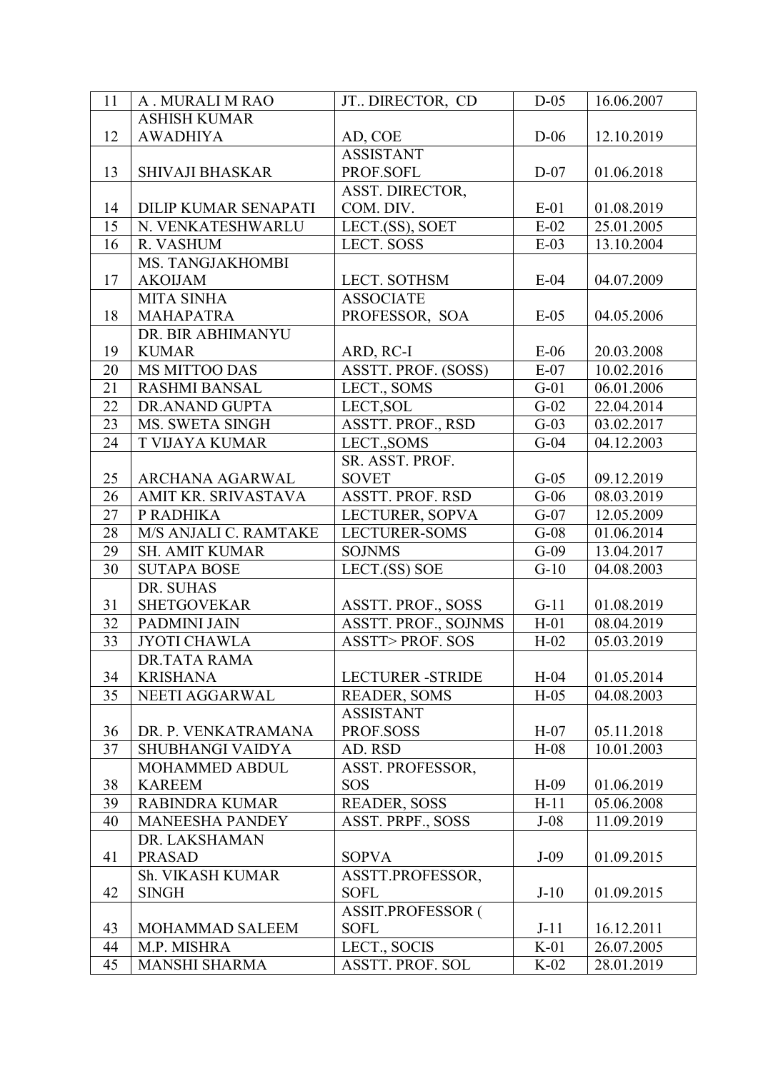| 11 | A . MURALI M RAO | JT.. DIRECTOR, CD | D-05 | 16.06.2007 |
|---|---|---|---|---|
| 12 | ASHISH KUMAR AWADHIYA | AD, COE | D-06 | 12.10.2019 |
| 13 | SHIVAJI BHASKAR | ASSISTANT PROF.SOFL | D-07 | 01.06.2018 |
| 14 | DILIP KUMAR SENAPATI | ASST. DIRECTOR, COM. DIV. | E-01 | 01.08.2019 |
| 15 | N. VENKATESHWARLU | LECT.(SS), SOET | E-02 | 25.01.2005 |
| 16 | R. VASHUM | LECT. SOSS | E-03 | 13.10.2004 |
| 17 | MS. TANGJAKHOMBI AKOIJAM | LECT. SOTHSM | E-04 | 04.07.2009 |
| 18 | MITA SINHA MAHAPATRA | ASSOCIATE PROFESSOR, SOA | E-05 | 04.05.2006 |
| 19 | DR. BIR ABHIMANYU KUMAR | ARD, RC-I | E-06 | 20.03.2008 |
| 20 | MS MITTOO DAS | ASSTT. PROF. (SOSS) | E-07 | 10.02.2016 |
| 21 | RASHMI BANSAL | LECT., SOMS | G-01 | 06.01.2006 |
| 22 | DR.ANAND GUPTA | LECT,SOL | G-02 | 22.04.2014 |
| 23 | MS. SWETA SINGH | ASSTT. PROF., RSD | G-03 | 03.02.2017 |
| 24 | T VIJAYA KUMAR | LECT.,SOMS | G-04 | 04.12.2003 |
| 25 | ARCHANA AGARWAL | SR. ASST. PROF. SOVET | G-05 | 09.12.2019 |
| 26 | AMIT KR. SRIVASTAVA | ASSTT. PROF. RSD | G-06 | 08.03.2019 |
| 27 | P RADHIKA | LECTURER, SOPVA | G-07 | 12.05.2009 |
| 28 | M/S ANJALI C. RAMTAKE | LECTURER-SOMS | G-08 | 01.06.2014 |
| 29 | SH. AMIT KUMAR | SOJNMS | G-09 | 13.04.2017 |
| 30 | SUTAPA BOSE | LECT.(SS) SOE | G-10 | 04.08.2003 |
| 31 | DR. SUHAS SHETGOVEKAR | ASSTT. PROF., SOSS | G-11 | 01.08.2019 |
| 32 | PADMINI JAIN | ASSTT. PROF., SOJNMS | H-01 | 08.04.2019 |
| 33 | JYOTI CHAWLA | ASSTT> PROF. SOS | H-02 | 05.03.2019 |
| 34 | DR.TATA RAMA KRISHANA | LECTURER -STRIDE | H-04 | 01.05.2014 |
| 35 | NEETI AGGARWAL | READER, SOMS | H-05 | 04.08.2003 |
| 36 | DR. P. VENKATRAMANA | ASSISTANT PROF.SOSS | H-07 | 05.11.2018 |
| 37 | SHUBHANGI VAIDYA | AD. RSD | H-08 | 10.01.2003 |
| 38 | MOHAMMED ABDUL KAREEM | ASST. PROFESSOR, SOS | H-09 | 01.06.2019 |
| 39 | RABINDRA KUMAR | READER, SOSS | H-11 | 05.06.2008 |
| 40 | MANEESHA PANDEY | ASST. PRPF., SOSS | J-08 | 11.09.2019 |
| 41 | DR. LAKSHAMAN PRASAD | SOPVA | J-09 | 01.09.2015 |
| 42 | Sh. VIKASH KUMAR SINGH | ASSTT.PROFESSOR, SOFL | J-10 | 01.09.2015 |
| 43 | MOHAMMAD SALEEM | ASSIT.PROFESSOR ( SOFL | J-11 | 16.12.2011 |
| 44 | M.P. MISHRA | LECT., SOCIS | K-01 | 26.07.2005 |
| 45 | MANSHI SHARMA | ASSTT. PROF. SOL | K-02 | 28.01.2019 |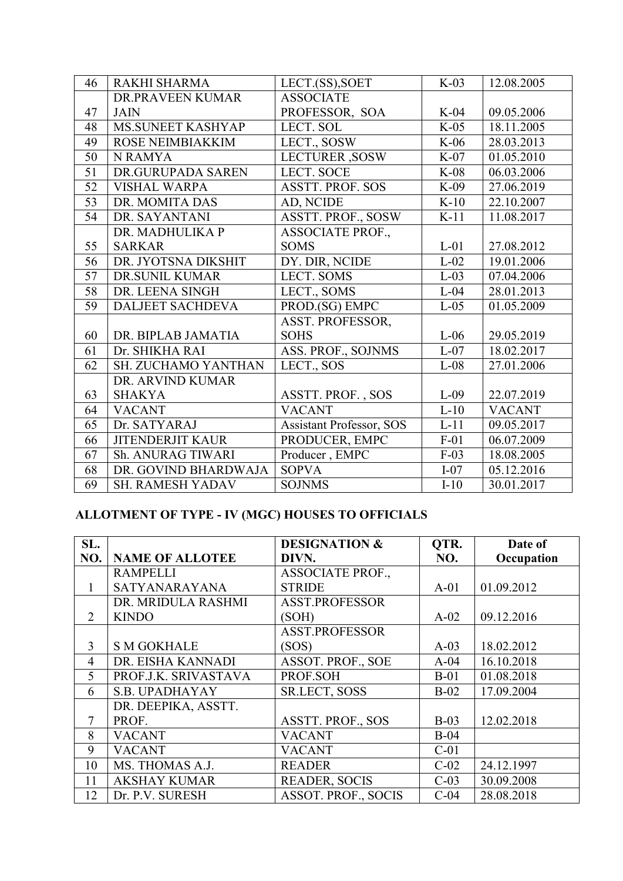| 46 | RAKHI SHARMA | LECT.(SS),SOET | K-03 | 12.08.2005 |
|---|---|---|---|---|
| 47 | DR.PRAVEEN KUMAR JAIN | ASSOCIATE PROFESSOR, SOA | K-04 | 09.05.2006 |
| 48 | MS.SUNEET KASHYAP | LECT. SOL | K-05 | 18.11.2005 |
| 49 | ROSE NEIMBIAKKIM | LECT., SOSW | K-06 | 28.03.2013 |
| 50 | N RAMYA | LECTURER ,SOSW | K-07 | 01.05.2010 |
| 51 | DR.GURUPADA SAREN | LECT. SOCE | K-08 | 06.03.2006 |
| 52 | VISHAL WARPA | ASSTT. PROF. SOS | K-09 | 27.06.2019 |
| 53 | DR. MOMITA DAS | AD, NCIDE | K-10 | 22.10.2007 |
| 54 | DR. SAYANTANI | ASSTT. PROF., SOSW | K-11 | 11.08.2017 |
| 55 | DR. MADHULIKA P SARKAR | ASSOCIATE PROF., SOMS | L-01 | 27.08.2012 |
| 56 | DR. JYOTSNA DIKSHIT | DY. DIR, NCIDE | L-02 | 19.01.2006 |
| 57 | DR.SUNIL KUMAR | LECT. SOMS | L-03 | 07.04.2006 |
| 58 | DR. LEENA SINGH | LECT., SOMS | L-04 | 28.01.2013 |
| 59 | DALJEET SACHDEVA | PROD.(SG) EMPC | L-05 | 01.05.2009 |
| 60 | DR. BIPLAB JAMATIA | ASST. PROFESSOR, SOHS | L-06 | 29.05.2019 |
| 61 | Dr. SHIKHA RAI | ASS. PROF., SOJNMS | L-07 | 18.02.2017 |
| 62 | SH. ZUCHAMO YANTHAN | LECT., SOS | L-08 | 27.01.2006 |
| 63 | DR. ARVIND KUMAR SHAKYA | ASSTT. PROF. , SOS | L-09 | 22.07.2019 |
| 64 | VACANT | VACANT | L-10 | VACANT |
| 65 | Dr. SATYARAJ | Assistant Professor, SOS | L-11 | 09.05.2017 |
| 66 | JITENDERJIT KAUR | PRODUCER, EMPC | F-01 | 06.07.2009 |
| 67 | Sh. ANURAG TIWARI | Producer , EMPC | F-03 | 18.08.2005 |
| 68 | DR. GOVIND BHARDWAJA | SOPVA | I-07 | 05.12.2016 |
| 69 | SH. RAMESH YADAV | SOJNMS | I-10 | 30.01.2017 |

## ALLOTMENT OF TYPE - IV (MGC) HOUSES TO OFFICIALS

| SL. NO. | NAME OF ALLOTEE | DESIGNATION & DIVN. | QTR. NO. | Date of Occupation |
|---|---|---|---|---|
| 1 | RAMPELLI SATYANARAYANA | ASSOCIATE PROF., STRIDE | A-01 | 01.09.2012 |
| 2 | DR. MRIDULA RASHMI KINDO | ASST.PROFESSOR (SOH) | A-02 | 09.12.2016 |
| 3 | S M GOKHALE | ASST.PROFESSOR (SOS) | A-03 | 18.02.2012 |
| 4 | DR. EISHA KANNADI | ASSOT. PROF., SOE | A-04 | 16.10.2018 |
| 5 | PROF.J.K. SRIVASTAVA | PROF.SOH | B-01 | 01.08.2018 |
| 6 | S.B. UPADHAYAY | SR.LECT, SOSS | B-02 | 17.09.2004 |
| 7 | DR. DEEPIKA, ASSTT. PROF. | ASSTT. PROF., SOS | B-03 | 12.02.2018 |
| 8 | VACANT | VACANT | B-04 | |
| 9 | VACANT | VACANT | C-01 | |
| 10 | MS. THOMAS A.J. | READER | C-02 | 24.12.1997 |
| 11 | AKSHAY KUMAR | READER, SOCIS | C-03 | 30.09.2008 |
| 12 | Dr. P.V. SURESH | ASSOT. PROF., SOCIS | C-04 | 28.08.2018 |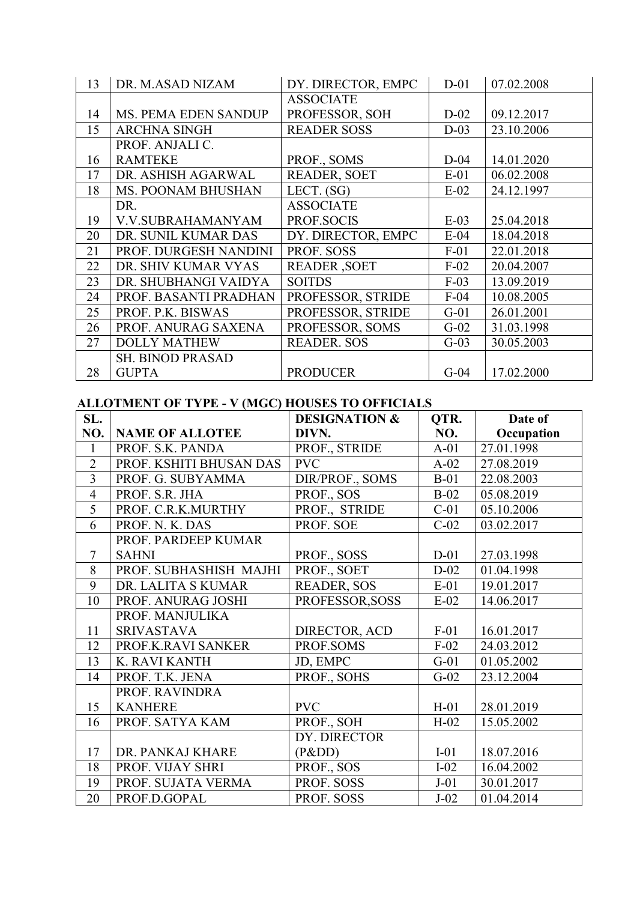| 13 | DR. M.ASAD NIZAM | DY. DIRECTOR, EMPC | D-01 | 07.02.2008 |
|---|---|---|---|---|
| 14 | MS. PEMA EDEN SANDUP | ASSOCIATE PROFESSOR, SOH | D-02 | 09.12.2017 |
| 15 | ARCHNA SINGH | READER SOSS | D-03 | 23.10.2006 |
| 16 | PROF. ANJALI C. RAMTEKE | PROF., SOMS | D-04 | 14.01.2020 |
| 17 | DR. ASHISH AGARWAL | READER, SOET | E-01 | 06.02.2008 |
| 18 | MS. POONAM BHUSHAN | LECT. (SG) | E-02 | 24.12.1997 |
| 19 | DR. V.V.SUBRAHAMANYAM | ASSOCIATE PROF.SOCIS | E-03 | 25.04.2018 |
| 20 | DR. SUNIL KUMAR DAS | DY. DIRECTOR, EMPC | E-04 | 18.04.2018 |
| 21 | PROF. DURGESH NANDINI | PROF. SOSS | F-01 | 22.01.2018 |
| 22 | DR. SHIV KUMAR VYAS | READER ,SOET | F-02 | 20.04.2007 |
| 23 | DR. SHUBHANGI VAIDYA | SOITDS | F-03 | 13.09.2019 |
| 24 | PROF. BASANTI PRADHAN | PROFESSOR, STRIDE | F-04 | 10.08.2005 |
| 25 | PROF. P.K. BISWAS | PROFESSOR, STRIDE | G-01 | 26.01.2001 |
| 26 | PROF. ANURAG SAXENA | PROFESSOR, SOMS | G-02 | 31.03.1998 |
| 27 | DOLLY MATHEW | READER. SOS | G-03 | 30.05.2003 |
| 28 | SH. BINOD PRASAD GUPTA | PRODUCER | G-04 | 17.02.2000 |

## ALLOTMENT OF TYPE - V (MGC) HOUSES TO OFFICIALS

| SL. NO. | NAME OF ALLOTEE | DESIGNATION & DIVN. | QTR. NO. | Date of Occupation |
|---|---|---|---|---|
| 1 | PROF. S.K. PANDA | PROF., STRIDE | A-01 | 27.01.1998 |
| 2 | PROF. KSHITI BHUSAN DAS | PVC | A-02 | 27.08.2019 |
| 3 | PROF. G. SUBYAMMA | DIR/PROF., SOMS | B-01 | 22.08.2003 |
| 4 | PROF. S.R. JHA | PROF., SOS | B-02 | 05.08.2019 |
| 5 | PROF. C.R.K.MURTHY | PROF., STRIDE | C-01 | 05.10.2006 |
| 6 | PROF. N. K. DAS | PROF. SOE | C-02 | 03.02.2017 |
| 7 | PROF. PARDEEP KUMAR SAHNI | PROF., SOSS | D-01 | 27.03.1998 |
| 8 | PROF. SUBHASHISH MAJHI | PROF., SOET | D-02 | 01.04.1998 |
| 9 | DR. LALITA S KUMAR | READER, SOS | E-01 | 19.01.2017 |
| 10 | PROF. ANURAG JOSHI | PROFESSOR,SOSS | E-02 | 14.06.2017 |
| 11 | PROF. MANJULIKA SRIVASTAVA | DIRECTOR, ACD | F-01 | 16.01.2017 |
| 12 | PROF.K.RAVI SANKER | PROF.SOMS | F-02 | 24.03.2012 |
| 13 | K. RAVI KANTH | JD, EMPC | G-01 | 01.05.2002 |
| 14 | PROF. T.K. JENA | PROF., SOHS | G-02 | 23.12.2004 |
| 15 | PROF. RAVINDRA KANHERE | PVC | H-01 | 28.01.2019 |
| 16 | PROF. SATYA KAM | PROF., SOH | H-02 | 15.05.2002 |
| 17 | DR. PANKAJ KHARE | DY. DIRECTOR (P&DD) | I-01 | 18.07.2016 |
| 18 | PROF. VIJAY SHRI | PROF., SOS | I-02 | 16.04.2002 |
| 19 | PROF. SUJATA VERMA | PROF. SOSS | J-01 | 30.01.2017 |
| 20 | PROF.D.GOPAL | PROF. SOSS | J-02 | 01.04.2014 |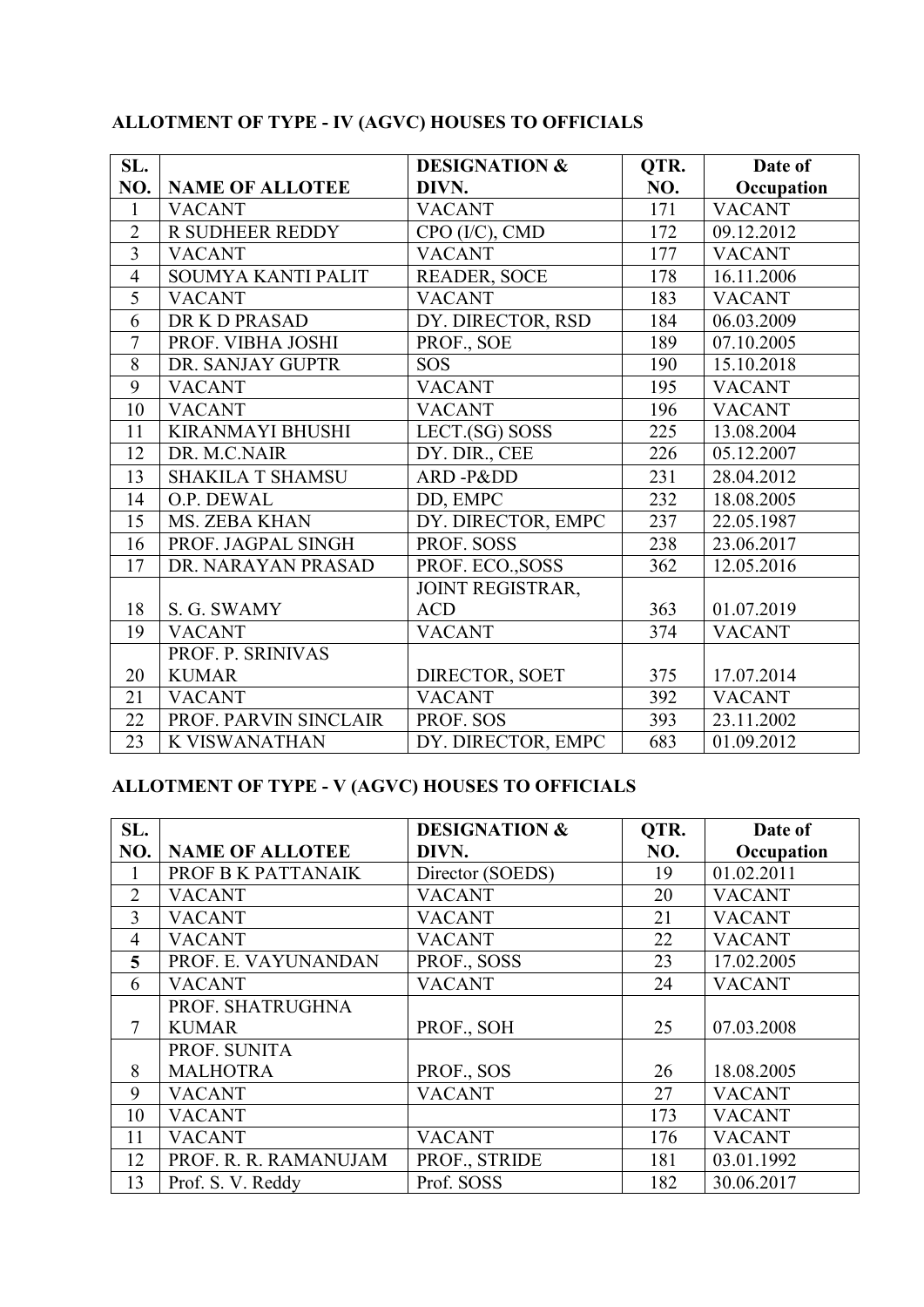**ALLOTMENT OF TYPE - IV (AGVC) HOUSES TO OFFICIALS**

| SL. NO. | NAME OF ALLOTEE | DESIGNATION & DIVN. | QTR. NO. | Date of Occupation |
|---|---|---|---|---|
| 1 | VACANT | VACANT | 171 | VACANT |
| 2 | R SUDHEER REDDY | CPO (I/C), CMD | 172 | 09.12.2012 |
| 3 | VACANT | VACANT | 177 | VACANT |
| 4 | SOUMYA KANTI PALIT | READER, SOCE | 178 | 16.11.2006 |
| 5 | VACANT | VACANT | 183 | VACANT |
| 6 | DR K D PRASAD | DY. DIRECTOR, RSD | 184 | 06.03.2009 |
| 7 | PROF. VIBHA JOSHI | PROF., SOE | 189 | 07.10.2005 |
| 8 | DR. SANJAY GUPTR | SOS | 190 | 15.10.2018 |
| 9 | VACANT | VACANT | 195 | VACANT |
| 10 | VACANT | VACANT | 196 | VACANT |
| 11 | KIRANMAYI BHUSHI | LECT.(SG) SOSS | 225 | 13.08.2004 |
| 12 | DR. M.C.NAIR | DY. DIR., CEE | 226 | 05.12.2007 |
| 13 | SHAKILA T SHAMSU | ARD -P&DD | 231 | 28.04.2012 |
| 14 | O.P. DEWAL | DD, EMPC | 232 | 18.08.2005 |
| 15 | MS. ZEBA KHAN | DY. DIRECTOR, EMPC | 237 | 22.05.1987 |
| 16 | PROF. JAGPAL SINGH | PROF. SOSS | 238 | 23.06.2017 |
| 17 | DR. NARAYAN PRASAD | PROF. ECO.,SOSS | 362 | 12.05.2016 |
| 18 | S. G. SWAMY | JOINT REGISTRAR, ACD | 363 | 01.07.2019 |
| 19 | VACANT | VACANT | 374 | VACANT |
| 20 | PROF. P. SRINIVAS KUMAR | DIRECTOR, SOET | 375 | 17.07.2014 |
| 21 | VACANT | VACANT | 392 | VACANT |
| 22 | PROF. PARVIN SINCLAIR | PROF. SOS | 393 | 23.11.2002 |
| 23 | K VISWANATHAN | DY. DIRECTOR, EMPC | 683 | 01.09.2012 |

**ALLOTMENT OF TYPE - V (AGVC) HOUSES TO OFFICIALS**

| SL. NO. | NAME OF ALLOTEE | DESIGNATION & DIVN. | QTR. NO. | Date of Occupation |
|---|---|---|---|---|
| 1 | PROF B K PATTANAIK | Director (SOEDS) | 19 | 01.02.2011 |
| 2 | VACANT | VACANT | 20 | VACANT |
| 3 | VACANT | VACANT | 21 | VACANT |
| 4 | VACANT | VACANT | 22 | VACANT |
| **5** | PROF. E. VAYUNANDAN | PROF., SOSS | 23 | 17.02.2005 |
| 6 | VACANT | VACANT | 24 | VACANT |
| 7 | PROF. SHATRUGHNA KUMAR | PROF., SOH | 25 | 07.03.2008 |
| 8 | PROF. SUNITA MALHOTRA | PROF., SOS | 26 | 18.08.2005 |
| 9 | VACANT | VACANT | 27 | VACANT |
| 10 | VACANT | | 173 | VACANT |
| 11 | VACANT | VACANT | 176 | VACANT |
| 12 | PROF. R. R. RAMANUJAM | PROF., STRIDE | 181 | 03.01.1992 |
| 13 | Prof. S. V. Reddy | Prof. SOSS | 182 | 30.06.2017 |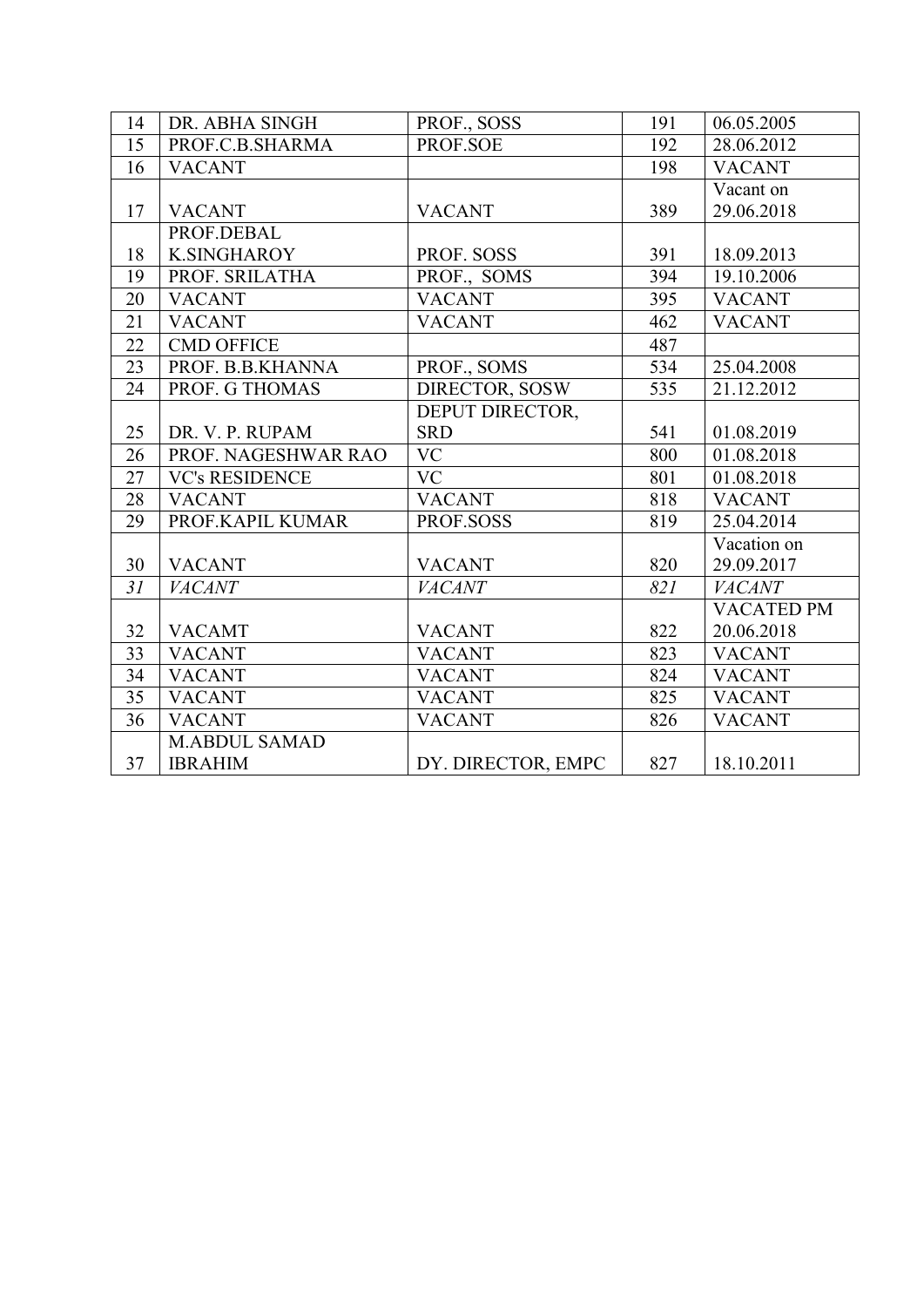| | | | | |
|---|---|---|---|---|
| 14 | DR. ABHA SINGH | PROF., SOSS | 191 | 06.05.2005 |
| 15 | PROF.C.B.SHARMA | PROF.SOE | 192 | 28.06.2012 |
| 16 | VACANT | | 198 | VACANT |
| 17 | VACANT | VACANT | 389 | Vacant on 29.06.2018 |
| 18 | PROF.DEBAL K.SINGHAROY | PROF. SOSS | 391 | 18.09.2013 |
| 19 | PROF. SRILATHA | PROF., SOMS | 394 | 19.10.2006 |
| 20 | VACANT | VACANT | 395 | VACANT |
| 21 | VACANT | VACANT | 462 | VACANT |
| 22 | CMD OFFICE | | 487 | |
| 23 | PROF. B.B.KHANNA | PROF., SOMS | 534 | 25.04.2008 |
| 24 | PROF. G THOMAS | DIRECTOR, SOSW | 535 | 21.12.2012 |
| 25 | DR. V. P. RUPAM | DEPUT DIRECTOR, SRD | 541 | 01.08.2019 |
| 26 | PROF. NAGESHWAR RAO | VC | 800 | 01.08.2018 |
| 27 | VC's RESIDENCE | VC | 801 | 01.08.2018 |
| 28 | VACANT | VACANT | 818 | VACANT |
| 29 | PROF.KAPIL KUMAR | PROF.SOSS | 819 | 25.04.2014 |
| 30 | VACANT | VACANT | 820 | Vacation on 29.09.2017 |
| *31* | *VACANT* | *VACANT* | *821* | *VACANT* |
| 32 | VACAMT | VACANT | 822 | VACATED PM 20.06.2018 |
| 33 | VACANT | VACANT | 823 | VACANT |
| 34 | VACANT | VACANT | 824 | VACANT |
| 35 | VACANT | VACANT | 825 | VACANT |
| 36 | VACANT | VACANT | 826 | VACANT |
| 37 | M.ABDUL SAMAD IBRAHIM | DY. DIRECTOR, EMPC | 827 | 18.10.2011 |